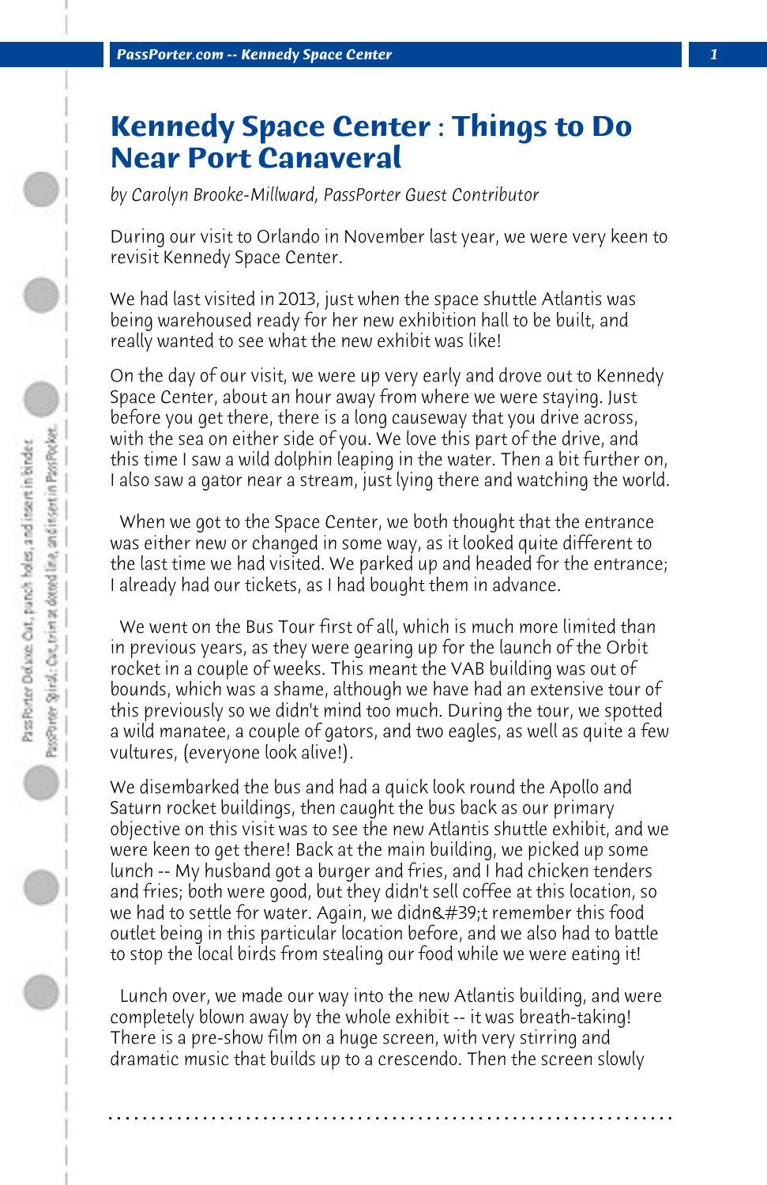# Kennedy Space Center : Things to Do Near Port Canaveral

*by Carolyn Brooke-Millward, PassPorter Guest Contributor*

During our visit to Orlando in November last year, we were very keen to revisit Kennedy Space Center.

We had last visited in 2013, just when the space shuttle Atlantis was being warehoused ready for her new exhibition hall to be built, and really wanted to see what the new exhibit was like!

On the day of our visit, we were up very early and drove out to Kennedy Space Center, about an hour away from where we were staying. Just before you get there, there is a long causeway that you drive across, with the sea on either side of you. We love this part of the drive, and this time I saw a wild dolphin leaping in the water. Then a bit further on, I also saw a gator near a stream, just lying there and watching the world.

When we got to the Space Center, we both thought that the entrance was either new or changed in some way, as it looked quite different to the last time we had visited. We parked up and headed for the entrance; I already had our tickets, as I had bought them in advance.

We went on the Bus Tour first of all, which is much more limited than in previous years, as they were gearing up for the launch of the Orbit rocket in a couple of weeks. This meant the VAB building was out of bounds, which was a shame, although we have had an extensive tour of this previously so we didn't mind too much. During the tour, we spotted a wild manatee, a couple of gators, and two eagles, as well as quite a few vultures, (everyone look alive!).

We disembarked the bus and had a quick look round the Apollo and Saturn rocket buildings, then caught the bus back as our primary objective on this visit was to see the new Atlantis shuttle exhibit, and we were keen to get there! Back at the main building, we picked up some lunch -- My husband got a burger and fries, and I had chicken tenders and fries; both were good, but they didn't sell coffee at this location, so we had to settle for water. Again, we didn&#39;t remember this food outlet being in this particular location before, and we also had to battle to stop the local birds from stealing our food while we were eating it!

Lunch over, we made our way into the new Atlantis building, and were completely blown away by the whole exhibit -- it was breath-taking! There is a pre-show film on a huge screen, with very stirring and dramatic music that builds up to a crescendo. Then the screen slowly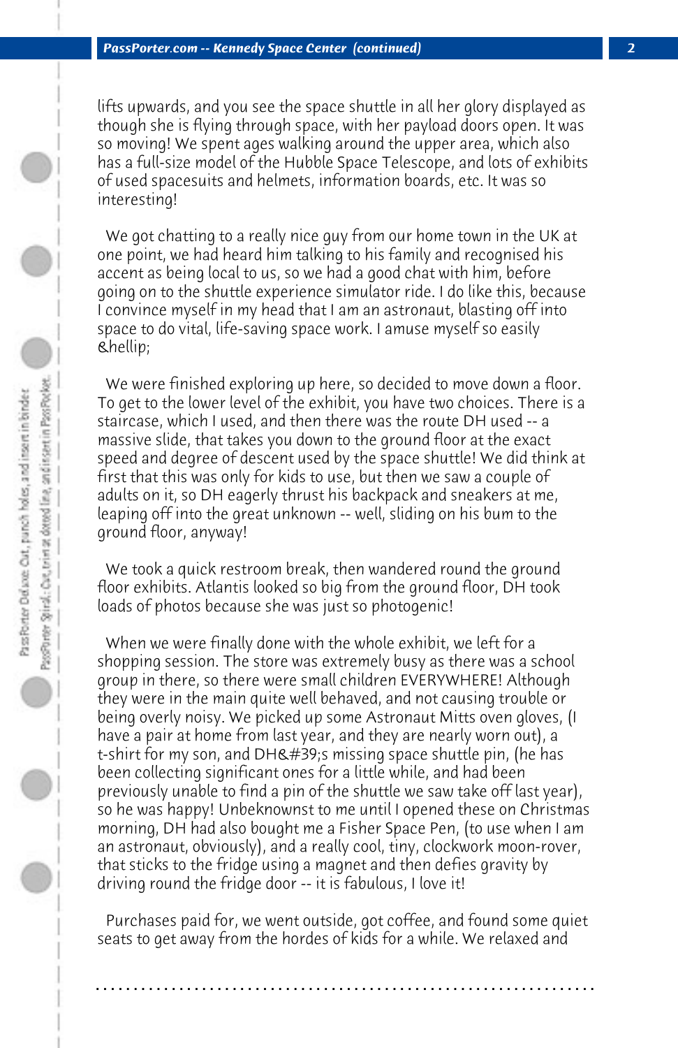lifts upwards, and you see the space shuttle in all her glory displayed as though she is flying through space, with her payload doors open. It was so moving! We spent ages walking around the upper area, which also has a full-size model of the Hubble Space Telescope, and lots of exhibits of used spacesuits and helmets, information boards, etc. It was so interesting!

We got chatting to a really nice guy from our home town in the UK at one point, we had heard him talking to his family and recognised his accent as being local to us, so we had a good chat with him, before going on to the shuttle experience simulator ride. I do like this, because I convince myself in my head that I am an astronaut, blasting off into space to do vital, life-saving space work. I amuse myself so easily &hellip;

We were finished exploring up here, so decided to move down a floor. To get to the lower level of the exhibit, you have two choices. There is a staircase, which I used, and then there was the route DH used -- a massive slide, that takes you down to the ground floor at the exact speed and degree of descent used by the space shuttle! We did think at first that this was only for kids to use, but then we saw a couple of adults on it, so DH eagerly thrust his backpack and sneakers at me, leaping off into the great unknown -- well, sliding on his bum to the ground floor, anyway!

We took a quick restroom break, then wandered round the ground floor exhibits. Atlantis looked so big from the ground floor, DH took loads of photos because she was just so photogenic!

When we were finally done with the whole exhibit, we left for a shopping session. The store was extremely busy as there was a school group in there, so there were small children EVERYWHERE! Although they were in the main quite well behaved, and not causing trouble or being overly noisy. We picked up some Astronaut Mitts oven gloves, (I have a pair at home from last year, and they are nearly worn out), a t-shirt for my son, and DH&#39;s missing space shuttle pin, (he has been collecting significant ones for a little while, and had been previously unable to find a pin of the shuttle we saw take off last year), so he was happy! Unbeknownst to me until I opened these on Christmas morning, DH had also bought me a Fisher Space Pen, (to use when I am an astronaut, obviously), and a really cool, tiny, clockwork moon-rover, that sticks to the fridge using a magnet and then defies gravity by driving round the fridge door -- it is fabulous, I love it!

Purchases paid for, we went outside, got coffee, and found some quiet seats to get away from the hordes of kids for a while. We relaxed and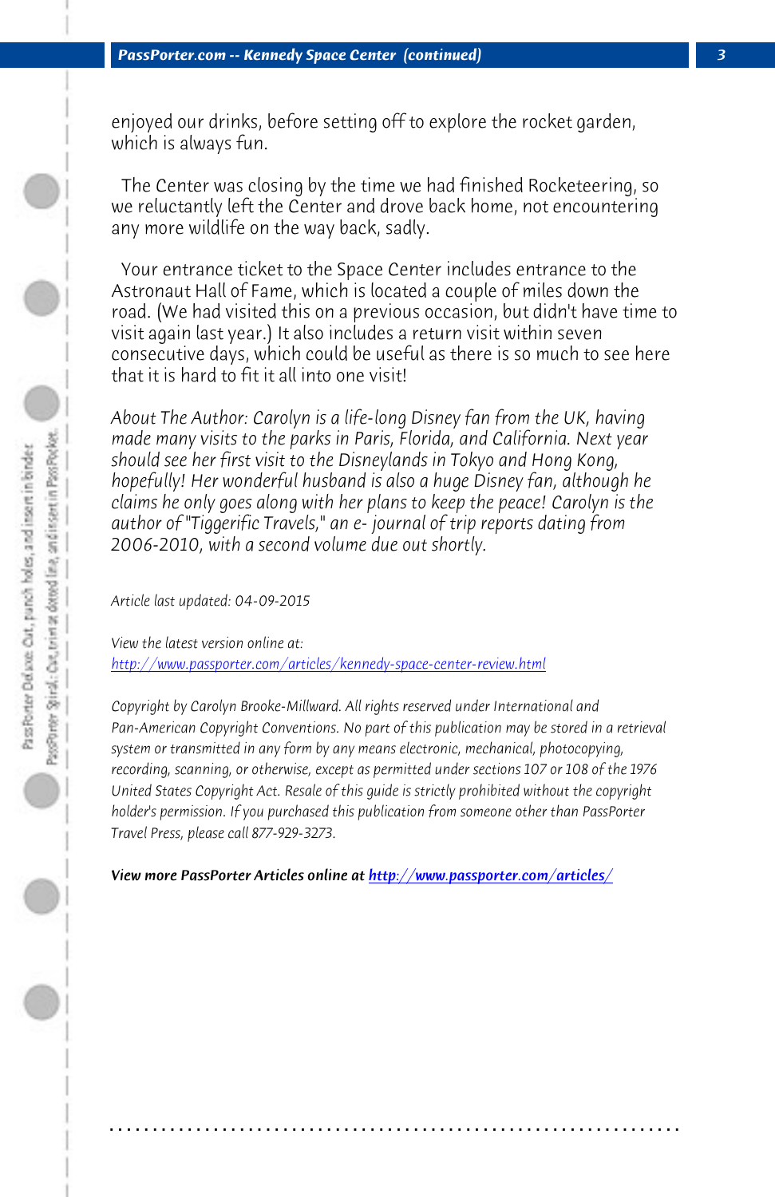enjoyed our drinks, before setting off to explore the rocket garden, which is always fun.

The Center was closing by the time we had finished Rocketeering, so we reluctantly left the Center and drove back home, not encountering any more wildlife on the way back, sadly.

Your entrance ticket to the Space Center includes entrance to the Astronaut Hall of Fame, which is located a couple of miles down the road. (We had visited this on a previous occasion, but didn't have time to visit again last year.) It also includes a return visit within seven consecutive days, which could be useful as there is so much to see here that it is hard to fit it all into one visit!

*About The Author: Carolyn is a life-long Disney fan from the UK, having made many visits to the parks in Paris, Florida, and California. Next year should see her first visit to the Disneylands in Tokyo and Hong Kong, hopefully! Her wonderful husband is also a huge Disney fan, although he claims he only goes along with her plans to keep the peace! Carolyn is the author of "Tiggerific Travels," an e- journal of trip reports dating from 2006-2010, with a second volume due out shortly.*

*Article last updated: 04-09-2015*

*View the latest version online at:*
*http://www.passporter.com/articles/kennedy-space-center-review.html*

*Copyright by Carolyn Brooke-Millward. All rights reserved under International and Pan-American Copyright Conventions. No part of this publication may be stored in a retrieval system or transmitted in any form by any means electronic, mechanical, photocopying, recording, scanning, or otherwise, except as permitted under sections 107 or 108 of the 1976 United States Copyright Act. Resale of this guide is strictly prohibited without the copyright holder's permission. If you purchased this publication from someone other than PassPorter Travel Press, please call 877-929-3273.*

***View more PassPorter Articles online at http://www.passporter.com/articles/***